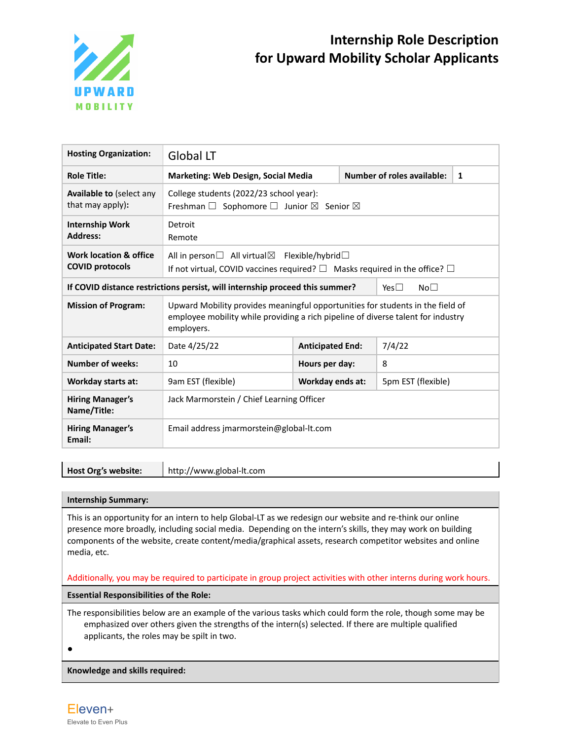# Internship Role Description for Upward Mobility Scholar Applicants

| Hosting Organization: | Global LT | | |
|---|---|---|---|
| Role Title: | Marketing: Web Design, Social Media | Number of roles available: | 1 |
| Available to (select any that may apply): | College students (2022/23 school year): Freshman ☐ Sophomore ☐ Junior ☒ Senior ☒ | | |
| Internship Work Address: | Detroit<br>Remote | | |
| Work location & office COVID protocols | All in person☐ All virtual☒ Flexible/hybrid☐<br>If not virtual, COVID vaccines required? ☐ Masks required in the office? ☐ | | |
| If COVID distance restrictions persist, will internship proceed this summer? | | Yes☐ No☐ | |
| Mission of Program: | Upward Mobility provides meaningful opportunities for students in the field of employee mobility while providing a rich pipeline of diverse talent for industry employers. | | |
| Anticipated Start Date: | Date 4/25/22 | Anticipated End: | 7/4/22 |
| Number of weeks: | 10 | Hours per day: | 8 |
| Workday starts at: | 9am EST (flexible) | Workday ends at: | 5pm EST (flexible) |
| Hiring Manager's Name/Title: | Jack Marmorstein / Chief Learning Officer | | |
| Hiring Manager's Email: | Email address jmarmorstein@global-lt.com | | |

| Host Org's website: | http://www.global-lt.com |
|---|---|

**Internship Summary:**

This is an opportunity for an intern to help Global-LT as we redesign our website and re-think our online presence more broadly, including social media. Depending on the intern's skills, they may work on building components of the website, create content/media/graphical assets, research competitor websites and online media, etc.

Additionally, you may be required to participate in group project activities with other interns during work hours.

**Essential Responsibilities of the Role:**

The responsibilities below are an example of the various tasks which could form the role, though some may be emphasized over others given the strengths of the intern(s) selected. If there are multiple qualified applicants, the roles may be spilt in two.

- 

**Knowledge and skills required:**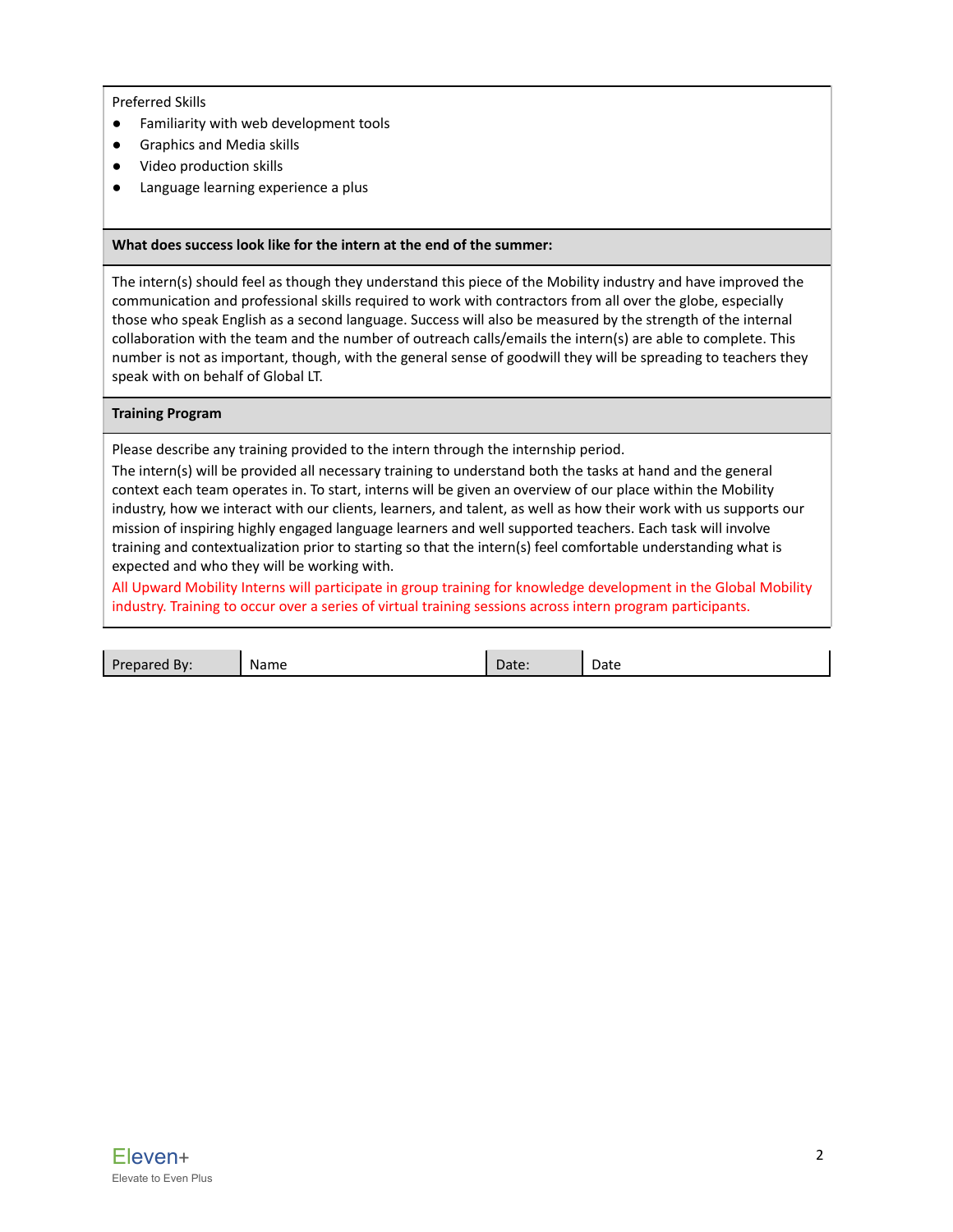Preferred Skills

- Familiarity with web development tools
- Graphics and Media skills
- Video production skills
- Language learning experience a plus

**What does success look like for the intern at the end of the summer:**

The intern(s) should feel as though they understand this piece of the Mobility industry and have improved the communication and professional skills required to work with contractors from all over the globe, especially those who speak English as a second language. Success will also be measured by the strength of the internal collaboration with the team and the number of outreach calls/emails the intern(s) are able to complete. This number is not as important, though, with the general sense of goodwill they will be spreading to teachers they speak with on behalf of Global LT.

**Training Program**

Please describe any training provided to the intern through the internship period.

The intern(s) will be provided all necessary training to understand both the tasks at hand and the general context each team operates in. To start, interns will be given an overview of our place within the Mobility industry, how we interact with our clients, learners, and talent, as well as how their work with us supports our mission of inspiring highly engaged language learners and well supported teachers. Each task will involve training and contextualization prior to starting so that the intern(s) feel comfortable understanding what is expected and who they will be working with.

All Upward Mobility Interns will participate in group training for knowledge development in the Global Mobility industry. Training to occur over a series of virtual training sessions across intern program participants.

| | | | |
|---|---|---|---|
| Prepared By: | Name | Date: | Date |

Eleven+
Elevate to Even Plus